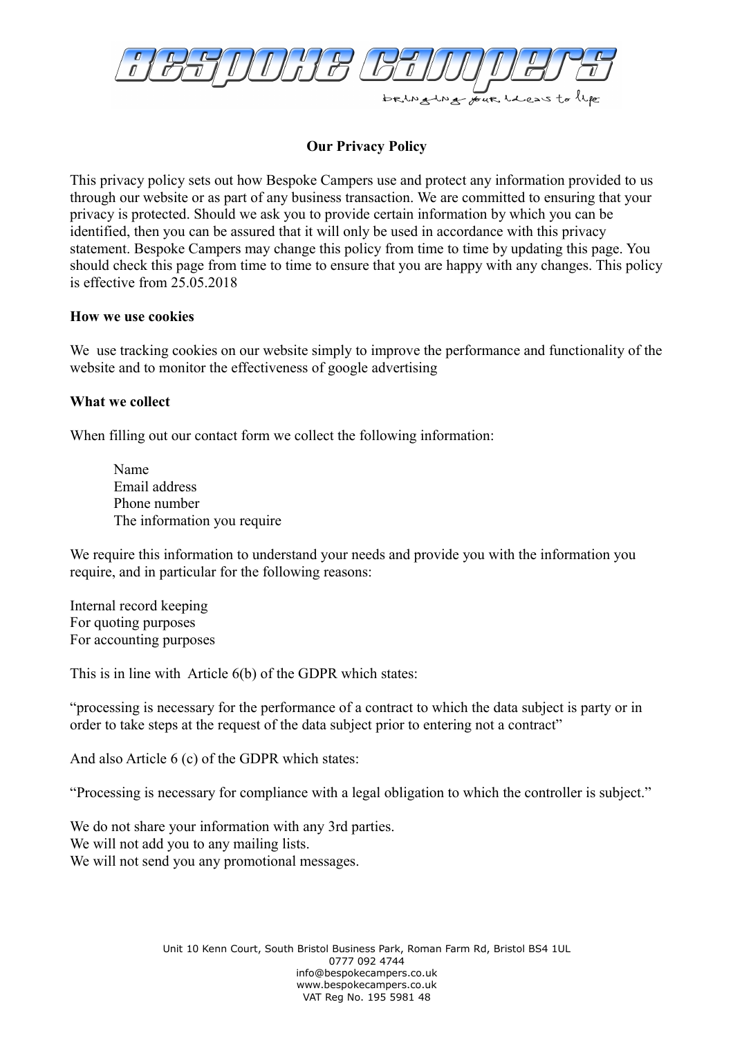# Bespoke Campers

bringing your ideas to life

## Our Privacy Policy

This privacy policy sets out how Bespoke Campers use and protect any information provided to us through our website or as part of any business transaction. We are committed to ensuring that your privacy is protected. Should we ask you to provide certain information by which you can be identified, then you can be assured that it will only be used in accordance with this privacy statement. Bespoke Campers may change this policy from time to time by updating this page. You should check this page from time to time to ensure that you are happy with any changes. This policy is effective from 25.05.2018

### How we use cookies

We use tracking cookies on our website simply to improve the performance and functionality of the website and to monitor the effectiveness of google advertising

### What we collect

When filling out our contact form we collect the following information:

- Name
- Email address
- Phone number
- The information you require

We require this information to understand your needs and provide you with the information you require, and in particular for the following reasons:

- Internal record keeping
- For quoting purposes
- For accounting purposes

This is in line with Article 6(b) of the GDPR which states:

"processing is necessary for the performance of a contract to which the data subject is party or in order to take steps at the request of the data subject prior to entering not a contract"

And also Article 6 (c) of the GDPR which states:

"Processing is necessary for compliance with a legal obligation to which the controller is subject."

We do not share your information with any 3rd parties.
We will not add you to any mailing lists.
We will not send you any promotional messages.

Unit 10 Kenn Court, South Bristol Business Park, Roman Farm Rd, Bristol BS4 1UL
0777 092 4744
info@bespokecampers.co.uk
www.bespokecampers.co.uk
VAT Reg No. 195 5981 48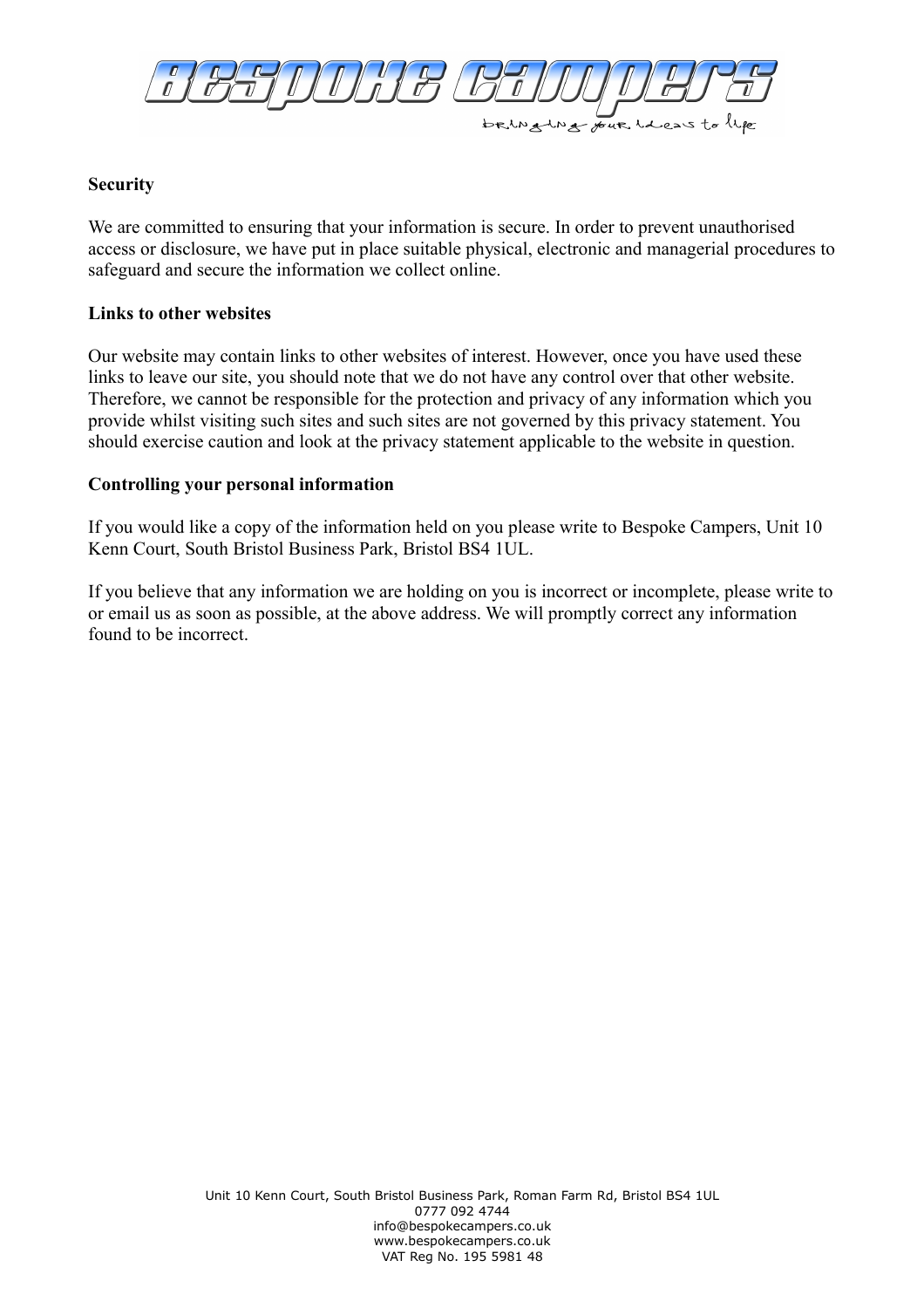**Security**

We are committed to ensuring that your information is secure. In order to prevent unauthorised access or disclosure, we have put in place suitable physical, electronic and managerial procedures to safeguard and secure the information we collect online.

**Links to other websites**

Our website may contain links to other websites of interest. However, once you have used these links to leave our site, you should note that we do not have any control over that other website. Therefore, we cannot be responsible for the protection and privacy of any information which you provide whilst visiting such sites and such sites are not governed by this privacy statement. You should exercise caution and look at the privacy statement applicable to the website in question.

**Controlling your personal information**

If you would like a copy of the information held on you please write to Bespoke Campers, Unit 10 Kenn Court, South Bristol Business Park, Bristol BS4 1UL.

If you believe that any information we are holding on you is incorrect or incomplete, please write to or email us as soon as possible, at the above address. We will promptly correct any information found to be incorrect.